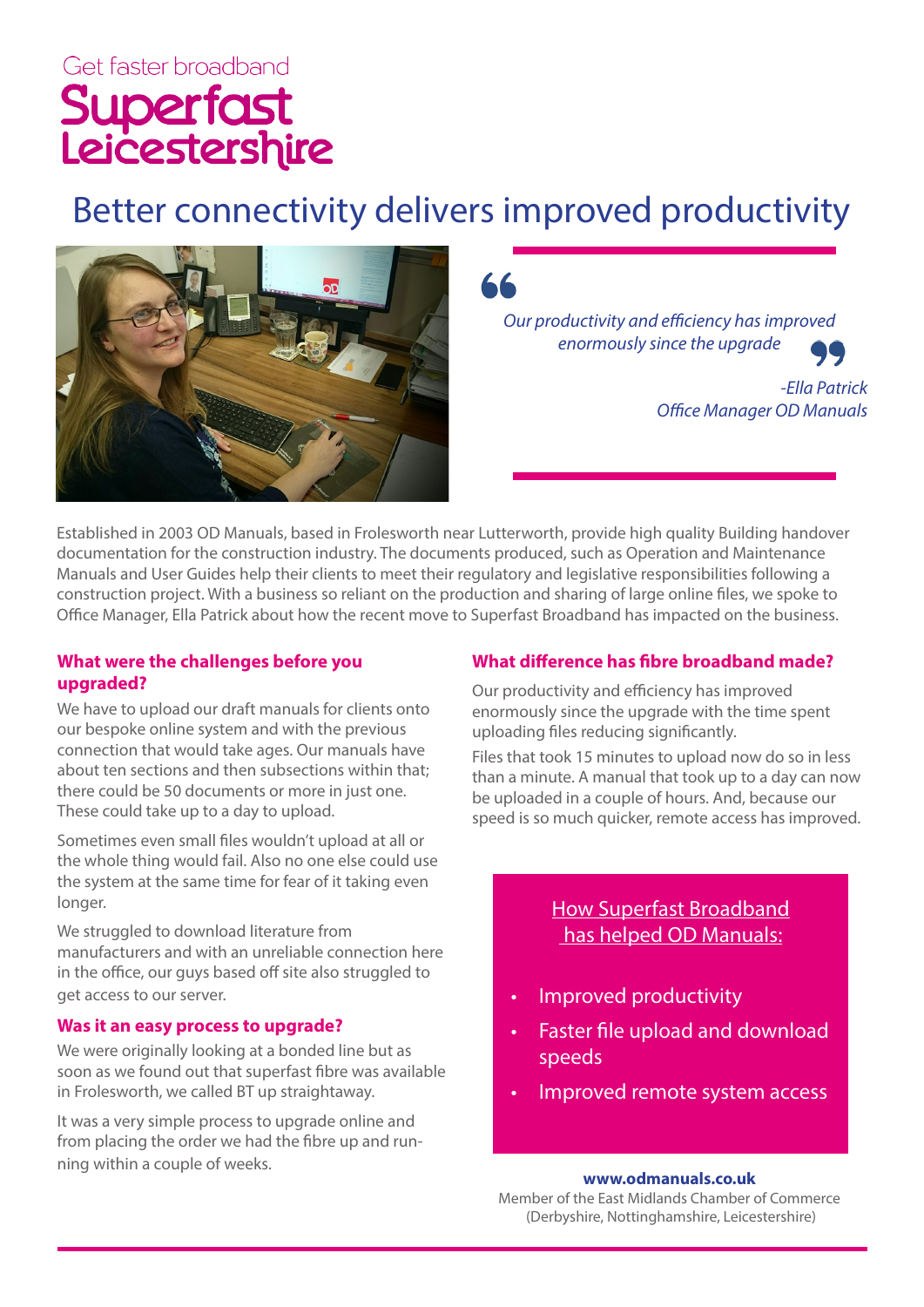Get faster broadband

# Superfast Leicestershire

## Better connectivity delivers improved productivity

> *Our productivity and efficiency has improved enormously since the upgrade*
>
> *-Ella Patrick*
> *Office Manager OD Manuals*

Established in 2003 OD Manuals, based in Frolesworth near Lutterworth, provide high quality Building handover documentation for the construction industry. The documents produced, such as Operation and Maintenance Manuals and User Guides help their clients to meet their regulatory and legislative responsibilities following a construction project. With a business so reliant on the production and sharing of large online files, we spoke to Office Manager, Ella Patrick about how the recent move to Superfast Broadband has impacted on the business.

### What were the challenges before you upgraded?

We have to upload our draft manuals for clients onto our bespoke online system and with the previous connection that would take ages. Our manuals have about ten sections and then subsections within that; there could be 50 documents or more in just one. These could take up to a day to upload.

Sometimes even small files wouldn't upload at all or the whole thing would fail. Also no one else could use the system at the same time for fear of it taking even longer.

We struggled to download literature from manufacturers and with an unreliable connection here in the office, our guys based off site also struggled to get access to our server.

### Was it an easy process to upgrade?

We were originally looking at a bonded line but as soon as we found out that superfast fibre was available in Frolesworth, we called BT up straightaway.

It was a very simple process to upgrade online and from placing the order we had the fibre up and running within a couple of weeks.

### What difference has fibre broadband made?

Our productivity and efficiency has improved enormously since the upgrade with the time spent uploading files reducing significantly.

Files that took 15 minutes to upload now do so in less than a minute. A manual that took up to a day can now be uploaded in a couple of hours. And, because our speed is so much quicker, remote access has improved.

**How Superfast Broadband has helped OD Manuals:**

- Improved productivity
- Faster file upload and download speeds
- Improved remote system access

**www.odmanuals.co.uk**
Member of the East Midlands Chamber of Commerce (Derbyshire, Nottinghamshire, Leicestershire)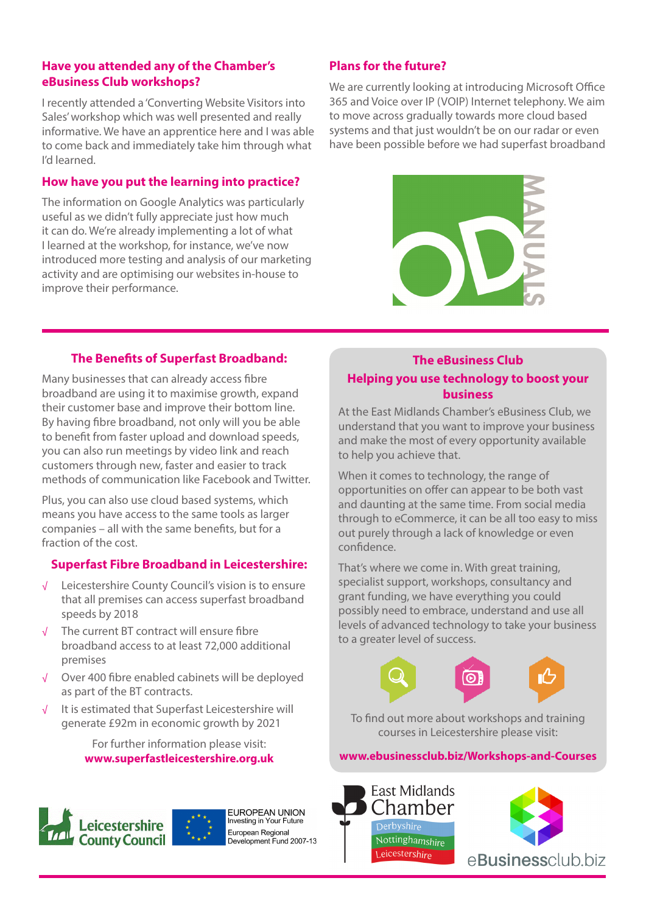## Have you attended any of the Chamber's eBusiness Club workshops?

I recently attended a 'Converting Website Visitors into Sales' workshop which was well presented and really informative. We have an apprentice here and I was able to come back and immediately take him through what I'd learned.

## How have you put the learning into practice?

The information on Google Analytics was particularly useful as we didn't fully appreciate just how much it can do. We're already implementing a lot of what I learned at the workshop, for instance, we've now introduced more testing and analysis of our marketing activity and are optimising our websites in-house to improve their performance.

## Plans for the future?

We are currently looking at introducing Microsoft Office 365 and Voice over IP (VOIP) Internet telephony. We aim to move across gradually towards more cloud based systems and that just wouldn't be on our radar or even have been possible before we had superfast broadband

OD MANUALS

## The Benefits of Superfast Broadband:

Many businesses that can already access fibre broadband are using it to maximise growth, expand their customer base and improve their bottom line. By having fibre broadband, not only will you be able to benefit from faster upload and download speeds, you can also run meetings by video link and reach customers through new, faster and easier to track methods of communication like Facebook and Twitter.

Plus, you can also use cloud based systems, which means you have access to the same tools as larger companies – all with the same benefits, but for a fraction of the cost.

## Superfast Fibre Broadband in Leicestershire:

- √ Leicestershire County Council's vision is to ensure that all premises can access superfast broadband speeds by 2018
- √ The current BT contract will ensure fibre broadband access to at least 72,000 additional premises
- √ Over 400 fibre enabled cabinets will be deployed as part of the BT contracts.
- √ It is estimated that Superfast Leicestershire will generate £92m in economic growth by 2021

For further information please visit:
**www.superfastleicestershire.org.uk**

## The eBusiness Club
## Helping you use technology to boost your business

At the East Midlands Chamber's eBusiness Club, we understand that you want to improve your business and make the most of every opportunity available to help you achieve that.

When it comes to technology, the range of opportunities on offer can appear to be both vast and daunting at the same time. From social media through to eCommerce, it can be all too easy to miss out purely through a lack of knowledge or even confidence.

That's where we come in. With great training, specialist support, workshops, consultancy and grant funding, we have everything you could possibly need to embrace, understand and use all levels of advanced technology to take your business to a greater level of success.

To find out more about workshops and training courses in Leicestershire please visit:

**www.ebusinessclub.biz/Workshops-and-Courses**

Leicestershire County Council

EUROPEAN UNION
Investing in Your Future
European Regional Development Fund 2007-13

East Midlands Chamber
Derbyshire
Nottinghamshire
Leicestershire

eBusinessclub.biz